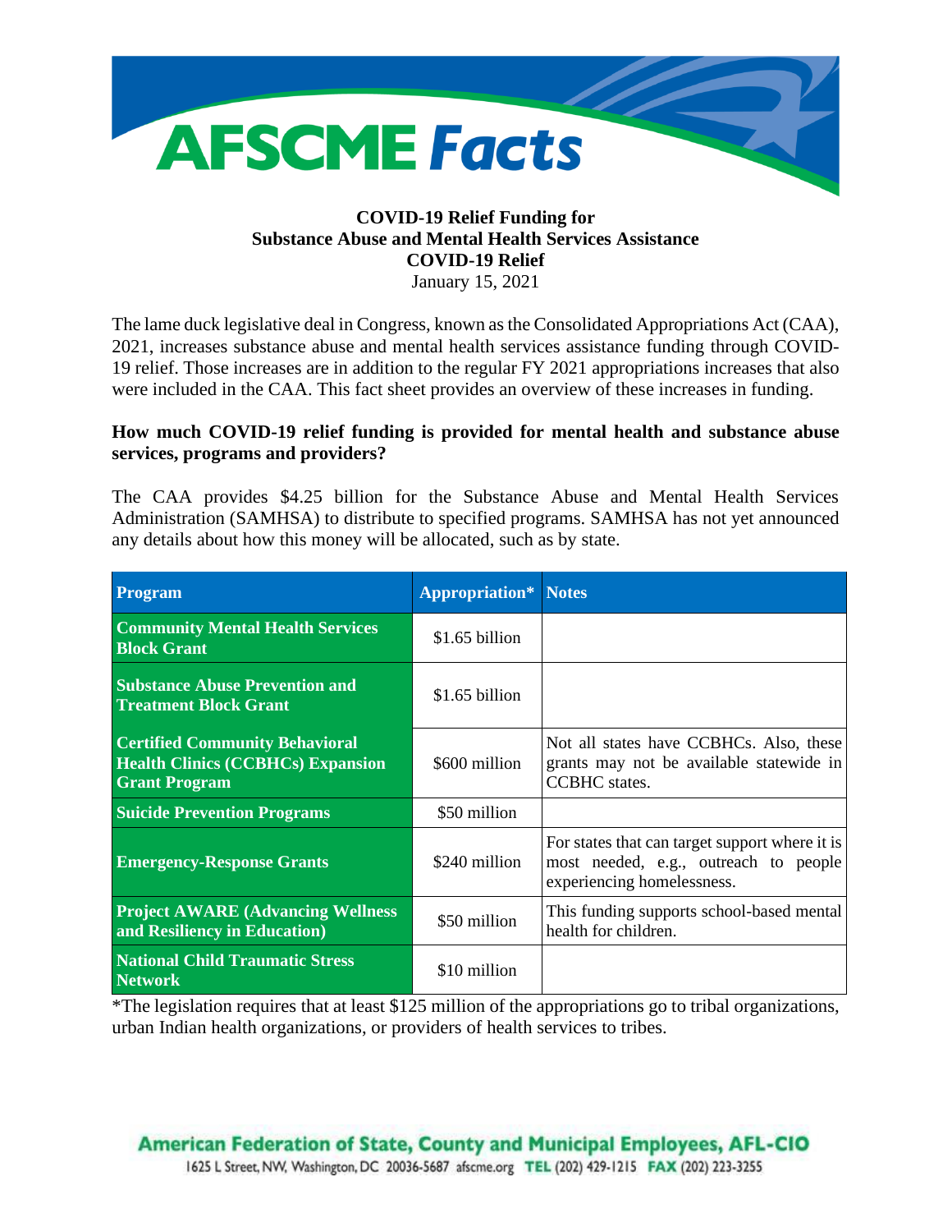# AFSCME Facts

## COVID-19 Relief Funding for Substance Abuse and Mental Health Services Assistance COVID-19 Relief

January 15, 2021

The lame duck legislative deal in Congress, known as the Consolidated Appropriations Act (CAA), 2021, increases substance abuse and mental health services assistance funding through COVID-19 relief. Those increases are in addition to the regular FY 2021 appropriations increases that also were included in the CAA. This fact sheet provides an overview of these increases in funding.

**How much COVID-19 relief funding is provided for mental health and substance abuse services, programs and providers?**

The CAA provides $4.25 billion for the Substance Abuse and Mental Health Services Administration (SAMHSA) to distribute to specified programs. SAMHSA has not yet announced any details about how this money will be allocated, such as by state.

| Program | Appropriation* | Notes |
|---|---|---|
| **Community Mental Health Services Block Grant** | $1.65 billion | |
| **Substance Abuse Prevention and Treatment Block Grant** | $1.65 billion | |
| **Certified Community Behavioral Health Clinics (CCBHCs) Expansion Grant Program** | $600 million | Not all states have CCBHCs. Also, these grants may not be available statewide in CCBHC states. |
| **Suicide Prevention Programs** | $50 million | |
| **Emergency-Response Grants** | $240 million | For states that can target support where it is most needed, e.g., outreach to people experiencing homelessness. |
| **Project AWARE (Advancing Wellness and Resiliency in Education)** | $50 million | This funding supports school-based mental health for children. |
| **National Child Traumatic Stress Network** | $10 million | |

*The legislation requires that at least $125 million of the appropriations go to tribal organizations, urban Indian health organizations, or providers of health services to tribes.

American Federation of State, County and Municipal Employees, AFL-CIO
1625 L Street, NW, Washington, DC 20036-5687 afscme.org TEL (202) 429-1215 FAX (202) 223-3255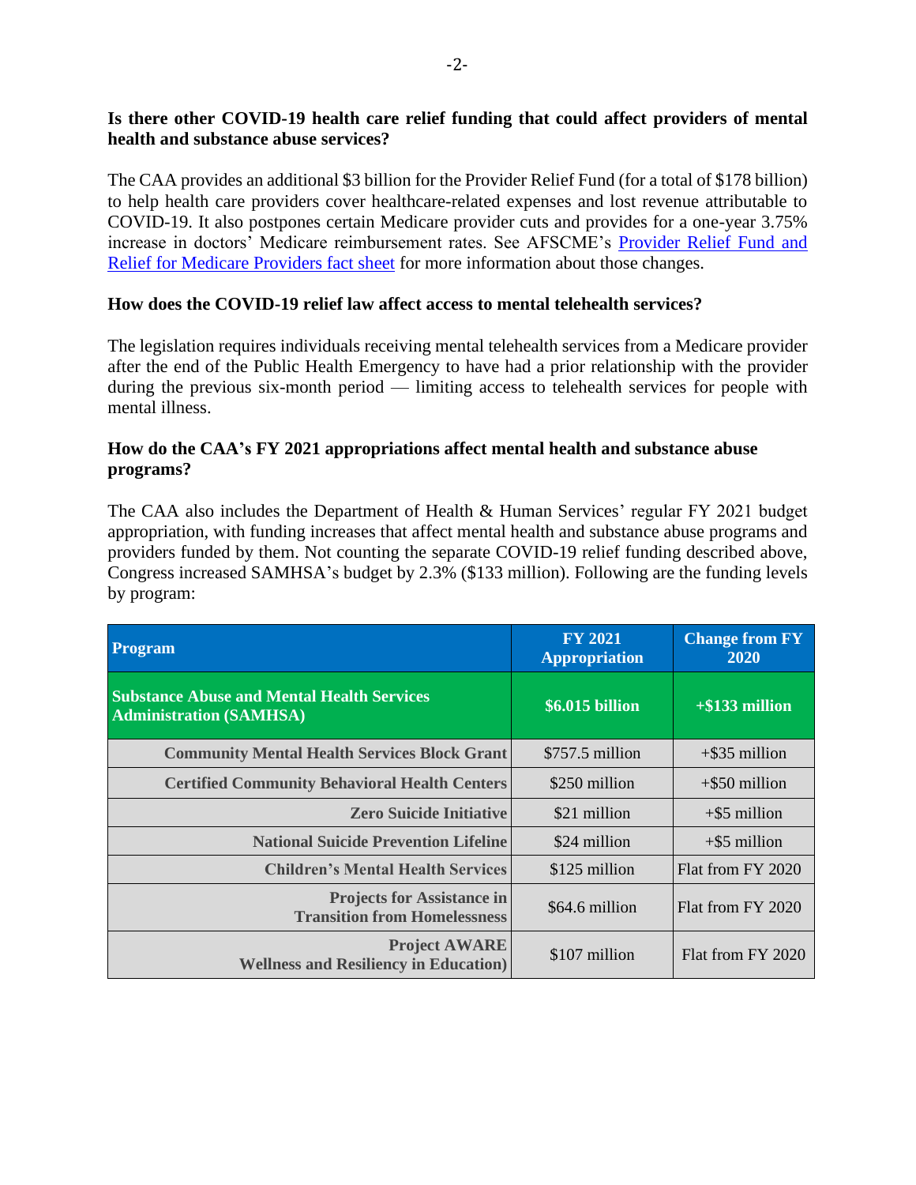**Is there other COVID-19 health care relief funding that could affect providers of mental health and substance abuse services?**

The CAA provides an additional $3 billion for the Provider Relief Fund (for a total of $178 billion) to help health care providers cover healthcare-related expenses and lost revenue attributable to COVID-19. It also postpones certain Medicare provider cuts and provides for a one-year 3.75% increase in doctors' Medicare reimbursement rates. See AFSCME's [Provider Relief Fund and Relief for Medicare Providers fact sheet]() for more information about those changes.

**How does the COVID-19 relief law affect access to mental telehealth services?**

The legislation requires individuals receiving mental telehealth services from a Medicare provider after the end of the Public Health Emergency to have had a prior relationship with the provider during the previous six-month period — limiting access to telehealth services for people with mental illness.

**How do the CAA's FY 2021 appropriations affect mental health and substance abuse programs?**

The CAA also includes the Department of Health & Human Services' regular FY 2021 budget appropriation, with funding increases that affect mental health and substance abuse programs and providers funded by them. Not counting the separate COVID-19 relief funding described above, Congress increased SAMHSA's budget by 2.3% ($133 million). Following are the funding levels by program:

| Program | FY 2021 Appropriation | Change from FY 2020 |
|---|---|---|
| **Substance Abuse and Mental Health Services Administration (SAMHSA)** | **$6.015 billion** | **+$133 million** |
| **Community Mental Health Services Block Grant** | $757.5 million | +$35 million |
| **Certified Community Behavioral Health Centers** | $250 million | +$50 million |
| **Zero Suicide Initiative** | $21 million | +$5 million |
| **National Suicide Prevention Lifeline** | $24 million | +$5 million |
| **Children's Mental Health Services** | $125 million | Flat from FY 2020 |
| **Projects for Assistance in Transition from Homelessness** | $64.6 million | Flat from FY 2020 |
| **Project AWARE Wellness and Resiliency in Education)** | $107 million | Flat from FY 2020 |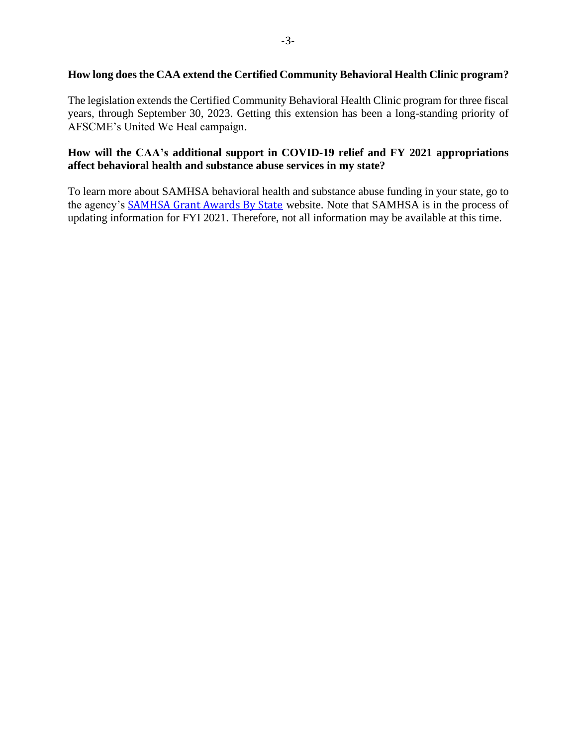**How long does the CAA extend the Certified Community Behavioral Health Clinic program?**

The legislation extends the Certified Community Behavioral Health Clinic program for three fiscal years, through September 30, 2023. Getting this extension has been a long-standing priority of AFSCME's United We Heal campaign.

**How will the CAA's additional support in COVID-19 relief and FY 2021 appropriations affect behavioral health and substance abuse services in my state?**

To learn more about SAMHSA behavioral health and substance abuse funding in your state, go to the agency's SAMHSA Grant Awards By State website. Note that SAMHSA is in the process of updating information for FYI 2021. Therefore, not all information may be available at this time.